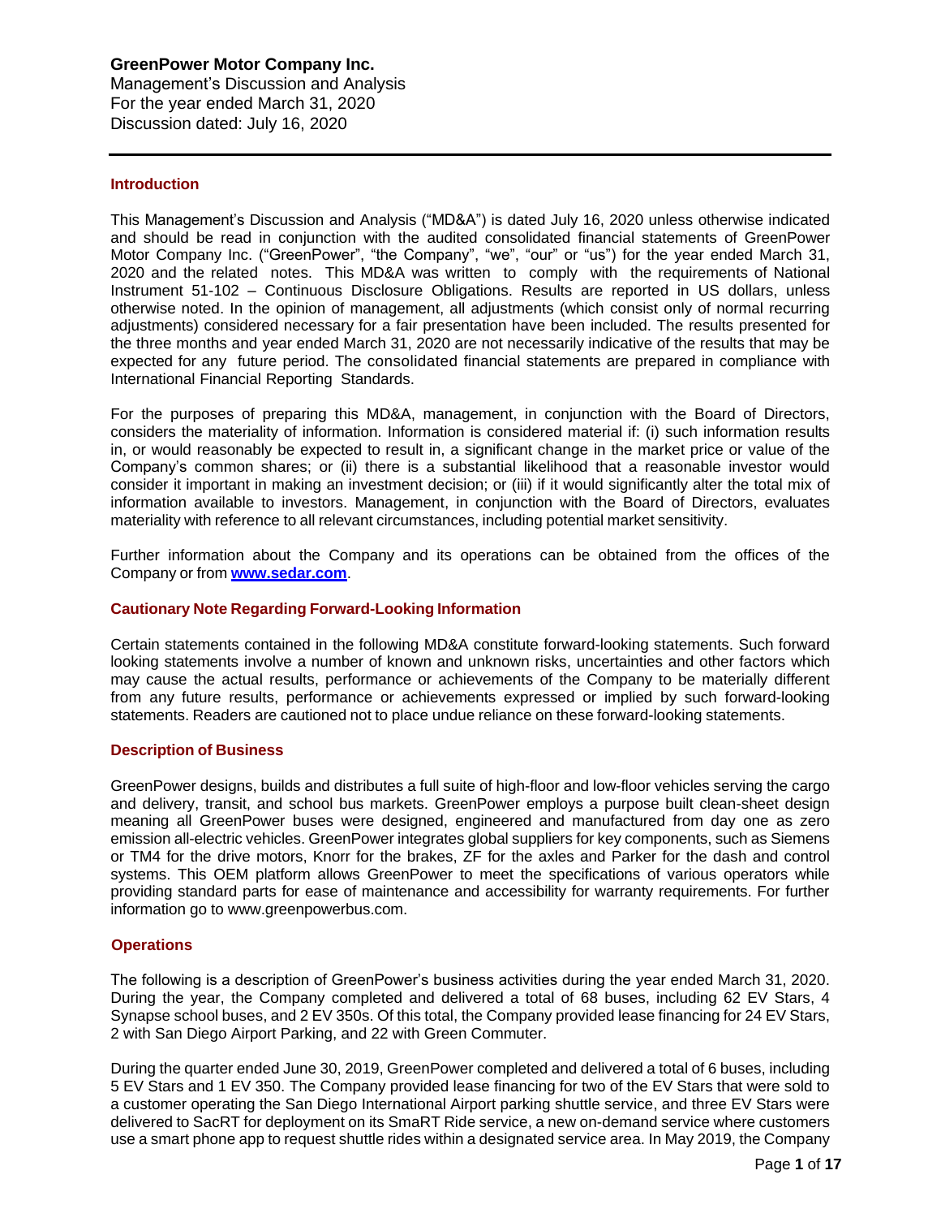**GreenPower Motor Company Inc.**
Management's Discussion and Analysis
For the year ended March 31, 2020
Discussion dated: July 16, 2020

## Introduction

This Management's Discussion and Analysis ("MD&A") is dated July 16, 2020 unless otherwise indicated and should be read in conjunction with the audited consolidated financial statements of GreenPower Motor Company Inc. ("GreenPower", "the Company", "we", "our" or "us") for the year ended March 31, 2020 and the related notes. This MD&A was written to comply with the requirements of National Instrument 51-102 – Continuous Disclosure Obligations. Results are reported in US dollars, unless otherwise noted. In the opinion of management, all adjustments (which consist only of normal recurring adjustments) considered necessary for a fair presentation have been included. The results presented for the three months and year ended March 31, 2020 are not necessarily indicative of the results that may be expected for any future period. The consolidated financial statements are prepared in compliance with International Financial Reporting Standards.

For the purposes of preparing this MD&A, management, in conjunction with the Board of Directors, considers the materiality of information. Information is considered material if: (i) such information results in, or would reasonably be expected to result in, a significant change in the market price or value of the Company's common shares; or (ii) there is a substantial likelihood that a reasonable investor would consider it important in making an investment decision; or (iii) if it would significantly alter the total mix of information available to investors. Management, in conjunction with the Board of Directors, evaluates materiality with reference to all relevant circumstances, including potential market sensitivity.

Further information about the Company and its operations can be obtained from the offices of the Company or from **www.sedar.com**.

## Cautionary Note Regarding Forward-Looking Information

Certain statements contained in the following MD&A constitute forward-looking statements. Such forward looking statements involve a number of known and unknown risks, uncertainties and other factors which may cause the actual results, performance or achievements of the Company to be materially different from any future results, performance or achievements expressed or implied by such forward-looking statements. Readers are cautioned not to place undue reliance on these forward-looking statements.

## Description of Business

GreenPower designs, builds and distributes a full suite of high-floor and low-floor vehicles serving the cargo and delivery, transit, and school bus markets. GreenPower employs a purpose built clean-sheet design meaning all GreenPower buses were designed, engineered and manufactured from day one as zero emission all-electric vehicles. GreenPower integrates global suppliers for key components, such as Siemens or TM4 for the drive motors, Knorr for the brakes, ZF for the axles and Parker for the dash and control systems. This OEM platform allows GreenPower to meet the specifications of various operators while providing standard parts for ease of maintenance and accessibility for warranty requirements. For further information go to www.greenpowerbus.com.

## Operations

The following is a description of GreenPower's business activities during the year ended March 31, 2020. During the year, the Company completed and delivered a total of 68 buses, including 62 EV Stars, 4 Synapse school buses, and 2 EV 350s. Of this total, the Company provided lease financing for 24 EV Stars, 2 with San Diego Airport Parking, and 22 with Green Commuter.

During the quarter ended June 30, 2019, GreenPower completed and delivered a total of 6 buses, including 5 EV Stars and 1 EV 350. The Company provided lease financing for two of the EV Stars that were sold to a customer operating the San Diego International Airport parking shuttle service, and three EV Stars were delivered to SacRT for deployment on its SmaRT Ride service, a new on-demand service where customers use a smart phone app to request shuttle rides within a designated service area. In May 2019, the Company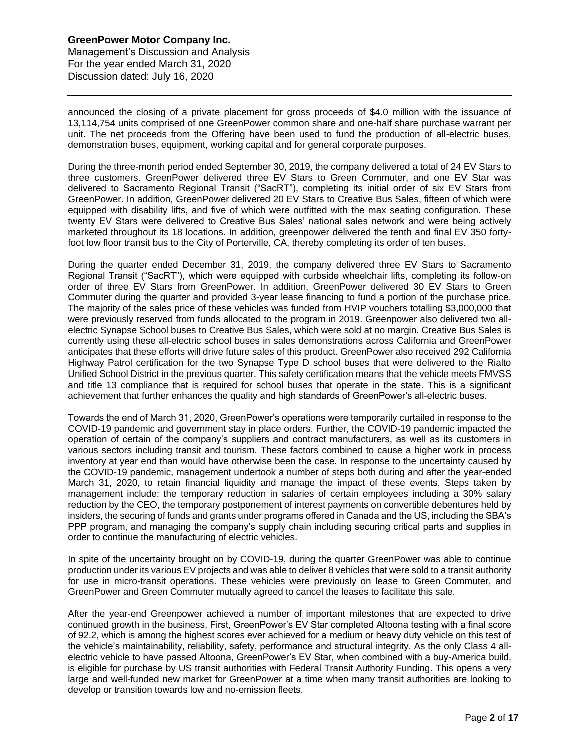announced the closing of a private placement for gross proceeds of $4.0 million with the issuance of 13,114,754 units comprised of one GreenPower common share and one-half share purchase warrant per unit. The net proceeds from the Offering have been used to fund the production of all-electric buses, demonstration buses, equipment, working capital and for general corporate purposes.

During the three-month period ended September 30, 2019, the company delivered a total of 24 EV Stars to three customers. GreenPower delivered three EV Stars to Green Commuter, and one EV Star was delivered to Sacramento Regional Transit ("SacRT"), completing its initial order of six EV Stars from GreenPower. In addition, GreenPower delivered 20 EV Stars to Creative Bus Sales, fifteen of which were equipped with disability lifts, and five of which were outfitted with the max seating configuration. These twenty EV Stars were delivered to Creative Bus Sales' national sales network and were being actively marketed throughout its 18 locations. In addition, greenpower delivered the tenth and final EV 350 forty-foot low floor transit bus to the City of Porterville, CA, thereby completing its order of ten buses.

During the quarter ended December 31, 2019, the company delivered three EV Stars to Sacramento Regional Transit ("SacRT"), which were equipped with curbside wheelchair lifts, completing its follow-on order of three EV Stars from GreenPower. In addition, GreenPower delivered 30 EV Stars to Green Commuter during the quarter and provided 3-year lease financing to fund a portion of the purchase price. The majority of the sales price of these vehicles was funded from HVIP vouchers totalling $3,000,000 that were previously reserved from funds allocated to the program in 2019. Greenpower also delivered two all-electric Synapse School buses to Creative Bus Sales, which were sold at no margin. Creative Bus Sales is currently using these all-electric school buses in sales demonstrations across California and GreenPower anticipates that these efforts will drive future sales of this product. GreenPower also received 292 California Highway Patrol certification for the two Synapse Type D school buses that were delivered to the Rialto Unified School District in the previous quarter. This safety certification means that the vehicle meets FMVSS and title 13 compliance that is required for school buses that operate in the state. This is a significant achievement that further enhances the quality and high standards of GreenPower's all-electric buses.

Towards the end of March 31, 2020, GreenPower's operations were temporarily curtailed in response to the COVID-19 pandemic and government stay in place orders. Further, the COVID-19 pandemic impacted the operation of certain of the company's suppliers and contract manufacturers, as well as its customers in various sectors including transit and tourism. These factors combined to cause a higher work in process inventory at year end than would have otherwise been the case. In response to the uncertainty caused by the COVID-19 pandemic, management undertook a number of steps both during and after the year-ended March 31, 2020, to retain financial liquidity and manage the impact of these events. Steps taken by management include: the temporary reduction in salaries of certain employees including a 30% salary reduction by the CEO, the temporary postponement of interest payments on convertible debentures held by insiders, the securing of funds and grants under programs offered in Canada and the US, including the SBA's PPP program, and managing the company's supply chain including securing critical parts and supplies in order to continue the manufacturing of electric vehicles.

In spite of the uncertainty brought on by COVID-19, during the quarter GreenPower was able to continue production under its various EV projects and was able to deliver 8 vehicles that were sold to a transit authority for use in micro-transit operations. These vehicles were previously on lease to Green Commuter, and GreenPower and Green Commuter mutually agreed to cancel the leases to facilitate this sale.

After the year-end Greenpower achieved a number of important milestones that are expected to drive continued growth in the business. First, GreenPower's EV Star completed Altoona testing with a final score of 92.2, which is among the highest scores ever achieved for a medium or heavy duty vehicle on this test of the vehicle's maintainability, reliability, safety, performance and structural integrity. As the only Class 4 all-electric vehicle to have passed Altoona, GreenPower's EV Star, when combined with a buy-America build, is eligible for purchase by US transit authorities with Federal Transit Authority Funding. This opens a very large and well-funded new market for GreenPower at a time when many transit authorities are looking to develop or transition towards low and no-emission fleets.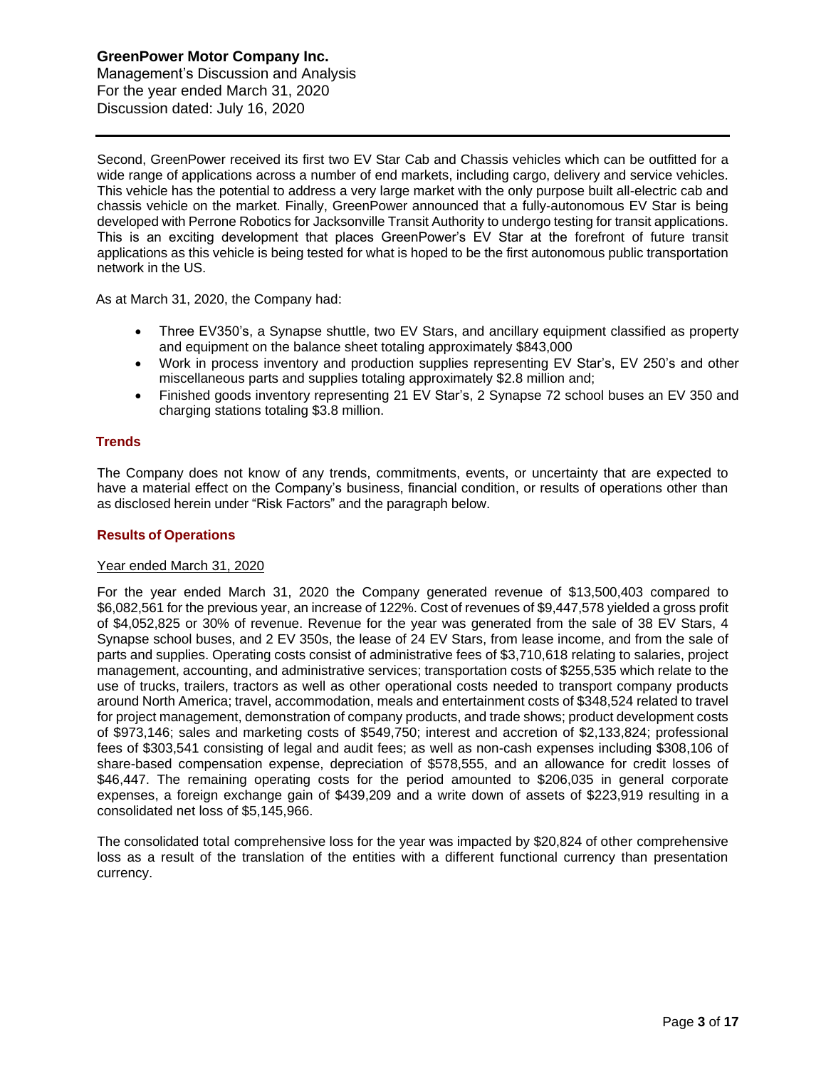Second, GreenPower received its first two EV Star Cab and Chassis vehicles which can be outfitted for a wide range of applications across a number of end markets, including cargo, delivery and service vehicles. This vehicle has the potential to address a very large market with the only purpose built all-electric cab and chassis vehicle on the market. Finally, GreenPower announced that a fully-autonomous EV Star is being developed with Perrone Robotics for Jacksonville Transit Authority to undergo testing for transit applications. This is an exciting development that places GreenPower's EV Star at the forefront of future transit applications as this vehicle is being tested for what is hoped to be the first autonomous public transportation network in the US.

As at March 31, 2020, the Company had:

- Three EV350's, a Synapse shuttle, two EV Stars, and ancillary equipment classified as property and equipment on the balance sheet totaling approximately $843,000
- Work in process inventory and production supplies representing EV Star's, EV 250's and other miscellaneous parts and supplies totaling approximately $2.8 million and;
- Finished goods inventory representing 21 EV Star's, 2 Synapse 72 school buses an EV 350 and charging stations totaling $3.8 million.

## Trends

The Company does not know of any trends, commitments, events, or uncertainty that are expected to have a material effect on the Company's business, financial condition, or results of operations other than as disclosed herein under "Risk Factors" and the paragraph below.

## Results of Operations

Year ended March 31, 2020

For the year ended March 31, 2020 the Company generated revenue of $13,500,403 compared to $6,082,561 for the previous year, an increase of 122%. Cost of revenues of $9,447,578 yielded a gross profit of $4,052,825 or 30% of revenue. Revenue for the year was generated from the sale of 38 EV Stars, 4 Synapse school buses, and 2 EV 350s, the lease of 24 EV Stars, from lease income, and from the sale of parts and supplies. Operating costs consist of administrative fees of $3,710,618 relating to salaries, project management, accounting, and administrative services; transportation costs of $255,535 which relate to the use of trucks, trailers, tractors as well as other operational costs needed to transport company products around North America; travel, accommodation, meals and entertainment costs of $348,524 related to travel for project management, demonstration of company products, and trade shows; product development costs of $973,146; sales and marketing costs of $549,750; interest and accretion of $2,133,824; professional fees of $303,541 consisting of legal and audit fees; as well as non-cash expenses including $308,106 of share-based compensation expense, depreciation of $578,555, and an allowance for credit losses of $46,447. The remaining operating costs for the period amounted to $206,035 in general corporate expenses, a foreign exchange gain of $439,209 and a write down of assets of $223,919 resulting in a consolidated net loss of $5,145,966.

The consolidated total comprehensive loss for the year was impacted by $20,824 of other comprehensive loss as a result of the translation of the entities with a different functional currency than presentation currency.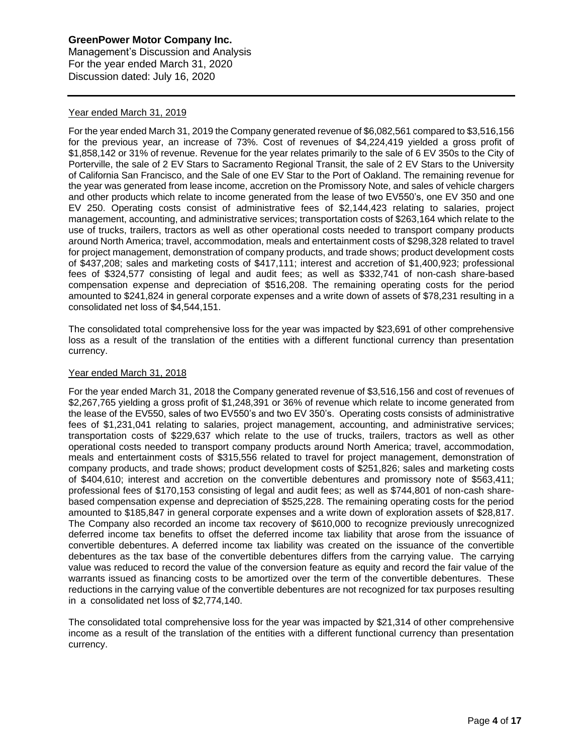#### Year ended March 31, 2019

For the year ended March 31, 2019 the Company generated revenue of $6,082,561 compared to $3,516,156 for the previous year, an increase of 73%. Cost of revenues of $4,224,419 yielded a gross profit of $1,858,142 or 31% of revenue. Revenue for the year relates primarily to the sale of 6 EV 350s to the City of Porterville, the sale of 2 EV Stars to Sacramento Regional Transit, the sale of 2 EV Stars to the University of California San Francisco, and the Sale of one EV Star to the Port of Oakland. The remaining revenue for the year was generated from lease income, accretion on the Promissory Note, and sales of vehicle chargers and other products which relate to income generated from the lease of two EV550's, one EV 350 and one EV 250. Operating costs consist of administrative fees of $2,144,423 relating to salaries, project management, accounting, and administrative services; transportation costs of $263,164 which relate to the use of trucks, trailers, tractors as well as other operational costs needed to transport company products around North America; travel, accommodation, meals and entertainment costs of $298,328 related to travel for project management, demonstration of company products, and trade shows; product development costs of $437,208; sales and marketing costs of $417,111; interest and accretion of $1,400,923; professional fees of $324,577 consisting of legal and audit fees; as well as $332,741 of non-cash share-based compensation expense and depreciation of $516,208. The remaining operating costs for the period amounted to $241,824 in general corporate expenses and a write down of assets of $78,231 resulting in a consolidated net loss of $4,544,151.

The consolidated total comprehensive loss for the year was impacted by $23,691 of other comprehensive loss as a result of the translation of the entities with a different functional currency than presentation currency.

#### Year ended March 31, 2018

For the year ended March 31, 2018 the Company generated revenue of $3,516,156 and cost of revenues of $2,267,765 yielding a gross profit of $1,248,391 or 36% of revenue which relate to income generated from the lease of the EV550, sales of two EV550's and two EV 350's. Operating costs consists of administrative fees of $1,231,041 relating to salaries, project management, accounting, and administrative services; transportation costs of $229,637 which relate to the use of trucks, trailers, tractors as well as other operational costs needed to transport company products around North America; travel, accommodation, meals and entertainment costs of $315,556 related to travel for project management, demonstration of company products, and trade shows; product development costs of $251,826; sales and marketing costs of $404,610; interest and accretion on the convertible debentures and promissory note of $563,411; professional fees of $170,153 consisting of legal and audit fees; as well as $744,801 of non-cash share-based compensation expense and depreciation of $525,228. The remaining operating costs for the period amounted to $185,847 in general corporate expenses and a write down of exploration assets of $28,817. The Company also recorded an income tax recovery of $610,000 to recognize previously unrecognized deferred income tax benefits to offset the deferred income tax liability that arose from the issuance of convertible debentures. A deferred income tax liability was created on the issuance of the convertible debentures as the tax base of the convertible debentures differs from the carrying value. The carrying value was reduced to record the value of the conversion feature as equity and record the fair value of the warrants issued as financing costs to be amortized over the term of the convertible debentures. These reductions in the carrying value of the convertible debentures are not recognized for tax purposes resulting in a consolidated net loss of $2,774,140.

The consolidated total comprehensive loss for the year was impacted by $21,314 of other comprehensive income as a result of the translation of the entities with a different functional currency than presentation currency.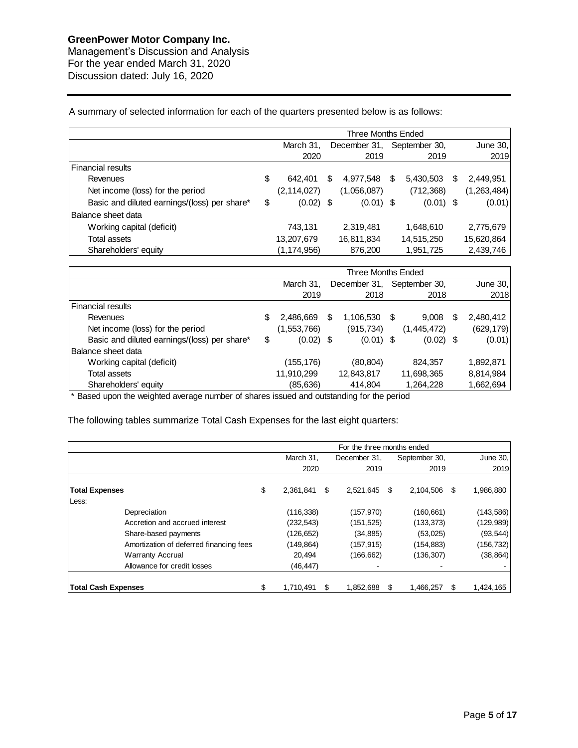A summary of selected information for each of the quarters presented below is as follows:

| | Three Months Ended | | | |
|---|---|---|---|---|
| | March 31, 2020 | December 31, 2019 | September 30, 2019 | June 30, 2019 |
| **Financial results** | | | | |
| Revenues | $ 642,401 | $ 4,977,548 | $ 5,430,503 | $ 2,449,951 |
| Net income (loss) for the period | (2,114,027) | (1,056,087) | (712,368) | (1,263,484) |
| Basic and diluted earnings/(loss) per share* | $ (0.02) | $ (0.01) | $ (0.01) | $ (0.01) |
| **Balance sheet data** | | | | |
| Working capital (deficit) | 743,131 | 2,319,481 | 1,648,610 | 2,775,679 |
| Total assets | 13,207,679 | 16,811,834 | 14,515,250 | 15,620,864 |
| Shareholders' equity | (1,174,956) | 876,200 | 1,951,725 | 2,439,746 |

| | Three Months Ended | | | |
|---|---|---|---|---|
| | March 31, 2019 | December 31, 2018 | September 30, 2018 | June 30, 2018 |
| **Financial results** | | | | |
| Revenues | $ 2,486,669 | $ 1,106,530 | $ 9,008 | $ 2,480,412 |
| Net income (loss) for the period | (1,553,766) | (915,734) | (1,445,472) | (629,179) |
| Basic and diluted earnings/(loss) per share* | $ (0.02) | $ (0.01) | $ (0.02) | $ (0.01) |
| **Balance sheet data** | | | | |
| Working capital (deficit) | (155,176) | (80,804) | 824,357 | 1,892,871 |
| Total assets | 11,910,299 | 12,843,817 | 11,698,365 | 8,814,984 |
| Shareholders' equity | (85,636) | 414,804 | 1,264,228 | 1,662,694 |

\* Based upon the weighted average number of shares issued and outstanding for the period

The following tables summarize Total Cash Expenses for the last eight quarters:

| | For the three months ended | | | |
|---|---|---|---|---|
| | March 31, 2020 | December 31, 2019 | September 30, 2019 | June 30, 2019 |
| **Total Expenses** | $ 2,361,841 | $ 2,521,645 | $ 2,104,506 | $ 1,986,880 |
| Less: | | | | |
| Depreciation | (116,338) | (157,970) | (160,661) | (143,586) |
| Accretion and accrued interest | (232,543) | (151,525) | (133,373) | (129,989) |
| Share-based payments | (126,652) | (34,885) | (53,025) | (93,544) |
| Amortization of deferred financing fees | (149,864) | (157,915) | (154,883) | (156,732) |
| Warranty Accrual | 20,494 | (166,662) | (136,307) | (38,864) |
| Allowance for credit losses | (46,447) | - | - | - |
| **Total Cash Expenses** | $ 1,710,491 | $ 1,852,688 | $ 1,466,257 | $ 1,424,165 |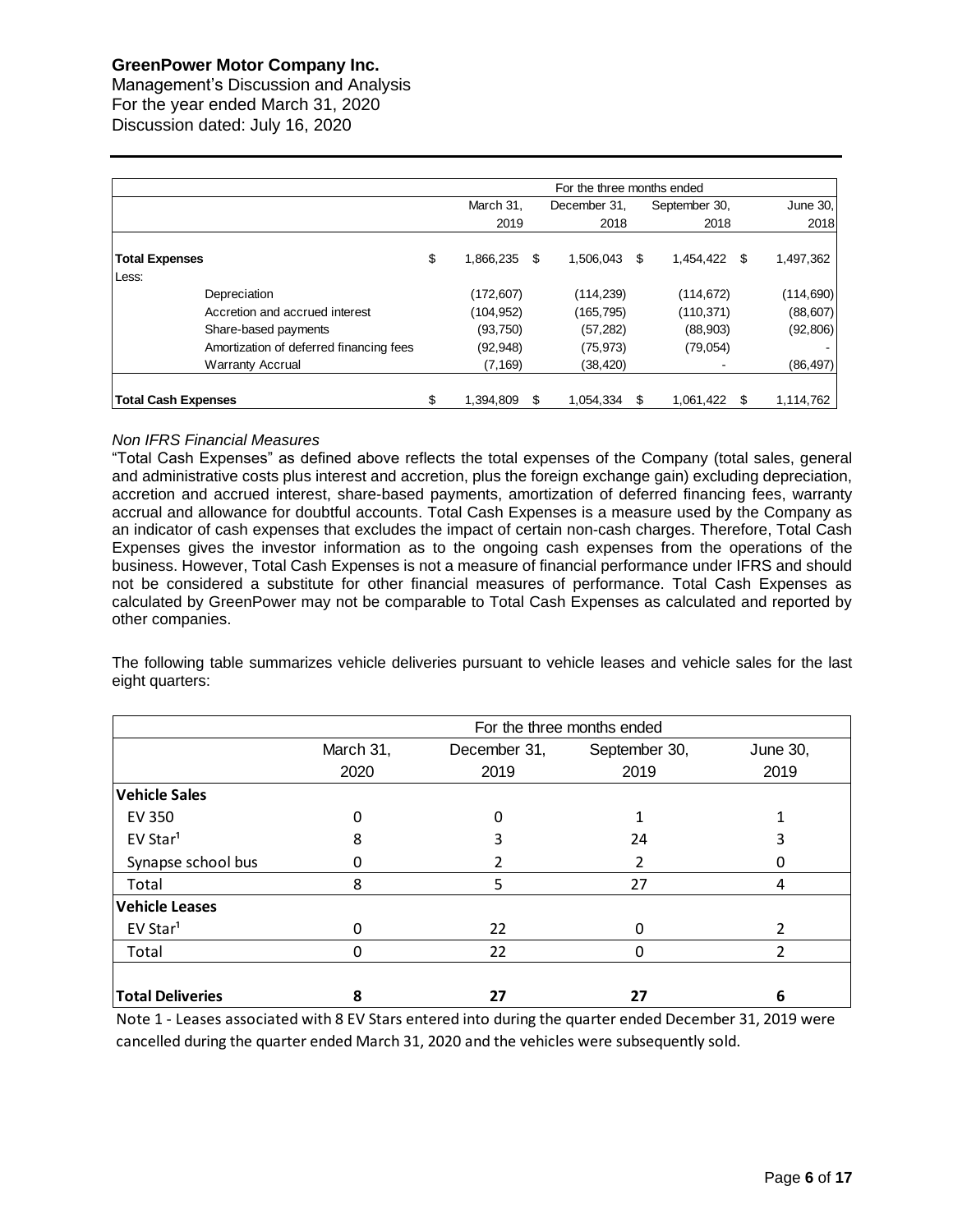| | For the three months ended | | | |
|---|---|---|---|---|
| | March 31, 2019 | December 31, 2018 | September 30, 2018 | June 30, 2018 |
| **Total Expenses** | $ 1,866,235 | $ 1,506,043 | $ 1,454,422 | $ 1,497,362 |
| Less: | | | | |
| Depreciation | (172,607) | (114,239) | (114,672) | (114,690) |
| Accretion and accrued interest | (104,952) | (165,795) | (110,371) | (88,607) |
| Share-based payments | (93,750) | (57,282) | (88,903) | (92,806) |
| Amortization of deferred financing fees | (92,948) | (75,973) | (79,054) | - |
| Warranty Accrual | (7,169) | (38,420) | - | (86,497) |
| **Total Cash Expenses** | $ 1,394,809 | $ 1,054,334 | $ 1,061,422 | $ 1,114,762 |

*Non IFRS Financial Measures*

"Total Cash Expenses" as defined above reflects the total expenses of the Company (total sales, general and administrative costs plus interest and accretion, plus the foreign exchange gain) excluding depreciation, accretion and accrued interest, share-based payments, amortization of deferred financing fees, warranty accrual and allowance for doubtful accounts. Total Cash Expenses is a measure used by the Company as an indicator of cash expenses that excludes the impact of certain non-cash charges. Therefore, Total Cash Expenses gives the investor information as to the ongoing cash expenses from the operations of the business. However, Total Cash Expenses is not a measure of financial performance under IFRS and should not be considered a substitute for other financial measures of performance. Total Cash Expenses as calculated by GreenPower may not be comparable to Total Cash Expenses as calculated and reported by other companies.

The following table summarizes vehicle deliveries pursuant to vehicle leases and vehicle sales for the last eight quarters:

| | For the three months ended | | | |
|---|---|---|---|---|
| | March 31, 2020 | December 31, 2019 | September 30, 2019 | June 30, 2019 |
| **Vehicle Sales** | | | | |
| EV 350 | 0 | 0 | 1 | 1 |
| EV Star[1] | 8 | 3 | 24 | 3 |
| Synapse school bus | 0 | 2 | 2 | 0 |
| Total | 8 | 5 | 27 | 4 |
| **Vehicle Leases** | | | | |
| EV Star[1] | 0 | 22 | 0 | 2 |
| Total | 0 | 22 | 0 | 2 |
| **Total Deliveries** | **8** | **27** | **27** | **6** |

Note 1 - Leases associated with 8 EV Stars entered into during the quarter ended December 31, 2019 were cancelled during the quarter ended March 31, 2020 and the vehicles were subsequently sold.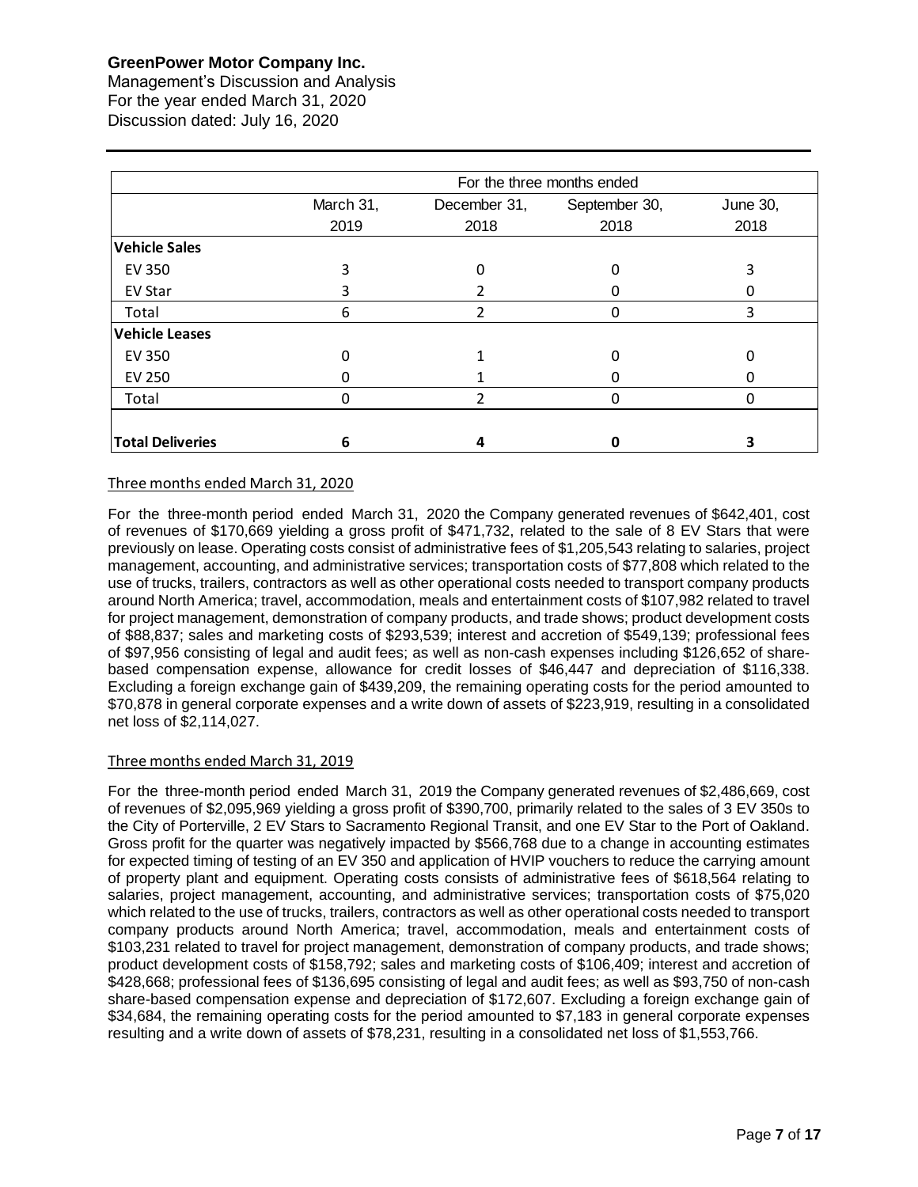| | For the three months ended | | | |
|---|---|---|---|---|
| | March 31, 2019 | December 31, 2018 | September 30, 2018 | June 30, 2018 |
| **Vehicle Sales** | | | | |
| EV 350 | 3 | 0 | 0 | 3 |
| EV Star | 3 | 2 | 0 | 0 |
| Total | 6 | 2 | 0 | 3 |
| **Vehicle Leases** | | | | |
| EV 350 | 0 | 1 | 0 | 0 |
| EV 250 | 0 | 1 | 0 | 0 |
| Total | 0 | 2 | 0 | 0 |
| **Total Deliveries** | **6** | **4** | **0** | **3** |

Three months ended March 31, 2020

For the three-month period ended March 31, 2020 the Company generated revenues of $642,401, cost of revenues of $170,669 yielding a gross profit of $471,732, related to the sale of 8 EV Stars that were previously on lease. Operating costs consist of administrative fees of $1,205,543 relating to salaries, project management, accounting, and administrative services; transportation costs of $77,808 which related to the use of trucks, trailers, contractors as well as other operational costs needed to transport company products around North America; travel, accommodation, meals and entertainment costs of $107,982 related to travel for project management, demonstration of company products, and trade shows; product development costs of $88,837; sales and marketing costs of $293,539; interest and accretion of $549,139; professional fees of $97,956 consisting of legal and audit fees; as well as non-cash expenses including $126,652 of share-based compensation expense, allowance for credit losses of $46,447 and depreciation of $116,338. Excluding a foreign exchange gain of $439,209, the remaining operating costs for the period amounted to $70,878 in general corporate expenses and a write down of assets of $223,919, resulting in a consolidated net loss of $2,114,027.

Three months ended March 31, 2019

For the three-month period ended March 31, 2019 the Company generated revenues of $2,486,669, cost of revenues of $2,095,969 yielding a gross profit of $390,700, primarily related to the sales of 3 EV 350s to the City of Porterville, 2 EV Stars to Sacramento Regional Transit, and one EV Star to the Port of Oakland. Gross profit for the quarter was negatively impacted by $566,768 due to a change in accounting estimates for expected timing of testing of an EV 350 and application of HVIP vouchers to reduce the carrying amount of property plant and equipment. Operating costs consists of administrative fees of $618,564 relating to salaries, project management, accounting, and administrative services; transportation costs of $75,020 which related to the use of trucks, trailers, contractors as well as other operational costs needed to transport company products around North America; travel, accommodation, meals and entertainment costs of $103,231 related to travel for project management, demonstration of company products, and trade shows; product development costs of $158,792; sales and marketing costs of $106,409; interest and accretion of $428,668; professional fees of $136,695 consisting of legal and audit fees; as well as $93,750 of non-cash share-based compensation expense and depreciation of $172,607. Excluding a foreign exchange gain of $34,684, the remaining operating costs for the period amounted to $7,183 in general corporate expenses resulting and a write down of assets of $78,231, resulting in a consolidated net loss of $1,553,766.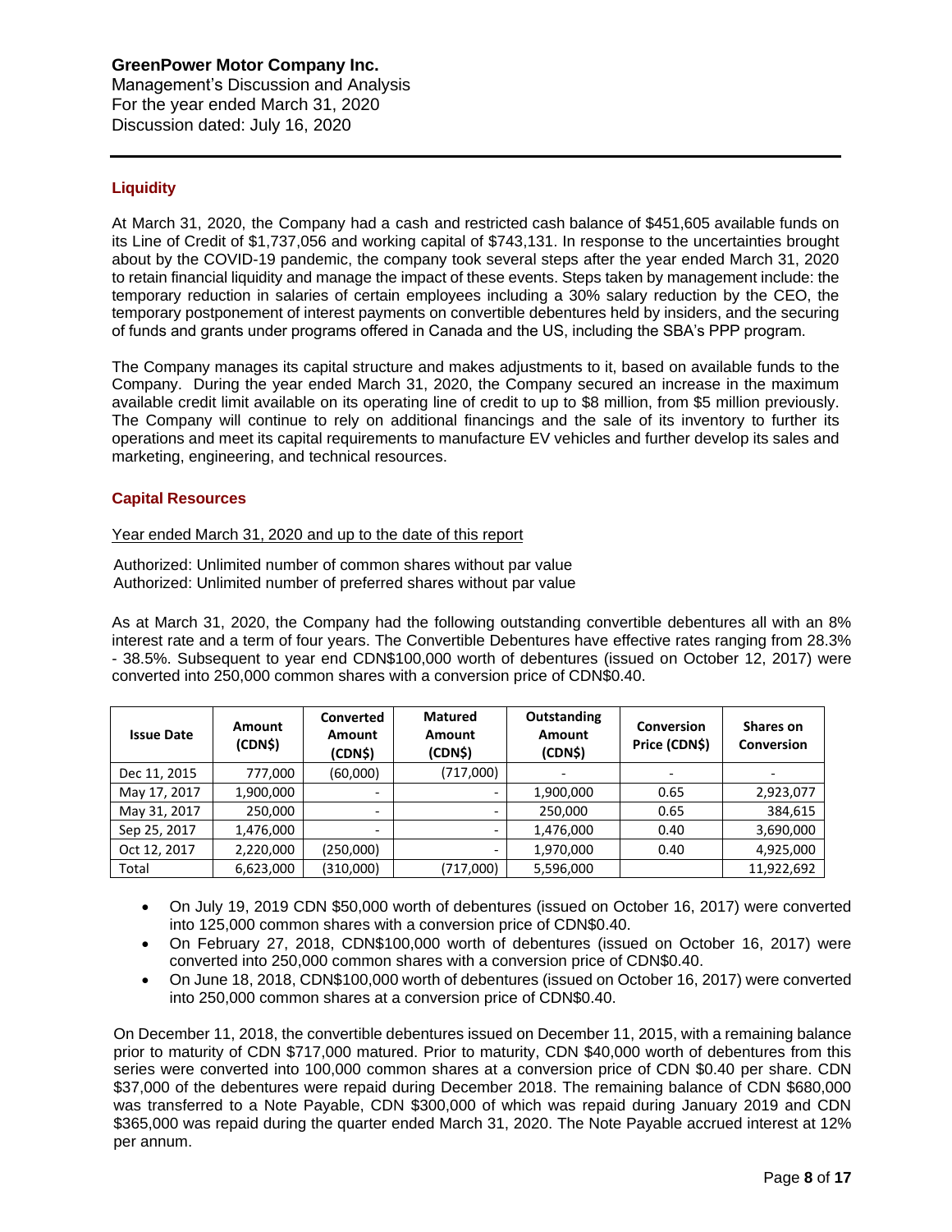## Liquidity

At March 31, 2020, the Company had a cash and restricted cash balance of $451,605 available funds on its Line of Credit of $1,737,056 and working capital of $743,131. In response to the uncertainties brought about by the COVID-19 pandemic, the company took several steps after the year ended March 31, 2020 to retain financial liquidity and manage the impact of these events. Steps taken by management include: the temporary reduction in salaries of certain employees including a 30% salary reduction by the CEO, the temporary postponement of interest payments on convertible debentures held by insiders, and the securing of funds and grants under programs offered in Canada and the US, including the SBA's PPP program.

The Company manages its capital structure and makes adjustments to it, based on available funds to the Company. During the year ended March 31, 2020, the Company secured an increase in the maximum available credit limit available on its operating line of credit to up to $8 million, from $5 million previously. The Company will continue to rely on additional financings and the sale of its inventory to further its operations and meet its capital requirements to manufacture EV vehicles and further develop its sales and marketing, engineering, and technical resources.

## Capital Resources

Year ended March 31, 2020 and up to the date of this report

Authorized: Unlimited number of common shares without par value
Authorized: Unlimited number of preferred shares without par value

As at March 31, 2020, the Company had the following outstanding convertible debentures all with an 8% interest rate and a term of four years. The Convertible Debentures have effective rates ranging from 28.3% - 38.5%. Subsequent to year end CDN$100,000 worth of debentures (issued on October 12, 2017) were converted into 250,000 common shares with a conversion price of CDN$0.40.

| Issue Date | Amount (CDN$) | Converted Amount (CDN$) | Matured Amount (CDN$) | Outstanding Amount (CDN$) | Conversion Price (CDN$) | Shares on Conversion |
|---|---|---|---|---|---|---|
| Dec 11, 2015 | 777,000 | (60,000) | (717,000) | - | - | - |
| May 17, 2017 | 1,900,000 | - | - | 1,900,000 | 0.65 | 2,923,077 |
| May 31, 2017 | 250,000 | - | - | 250,000 | 0.65 | 384,615 |
| Sep 25, 2017 | 1,476,000 | - | - | 1,476,000 | 0.40 | 3,690,000 |
| Oct 12, 2017 | 2,220,000 | (250,000) | - | 1,970,000 | 0.40 | 4,925,000 |
| Total | 6,623,000 | (310,000) | (717,000) | 5,596,000 | | 11,922,692 |

- On July 19, 2019 CDN $50,000 worth of debentures (issued on October 16, 2017) were converted into 125,000 common shares with a conversion price of CDN$0.40.
- On February 27, 2018, CDN$100,000 worth of debentures (issued on October 16, 2017) were converted into 250,000 common shares with a conversion price of CDN$0.40.
- On June 18, 2018, CDN$100,000 worth of debentures (issued on October 16, 2017) were converted into 250,000 common shares at a conversion price of CDN$0.40.

On December 11, 2018, the convertible debentures issued on December 11, 2015, with a remaining balance prior to maturity of CDN $717,000 matured. Prior to maturity, CDN $40,000 worth of debentures from this series were converted into 100,000 common shares at a conversion price of CDN $0.40 per share. CDN $37,000 of the debentures were repaid during December 2018. The remaining balance of CDN $680,000 was transferred to a Note Payable, CDN $300,000 of which was repaid during January 2019 and CDN $365,000 was repaid during the quarter ended March 31, 2020. The Note Payable accrued interest at 12% per annum.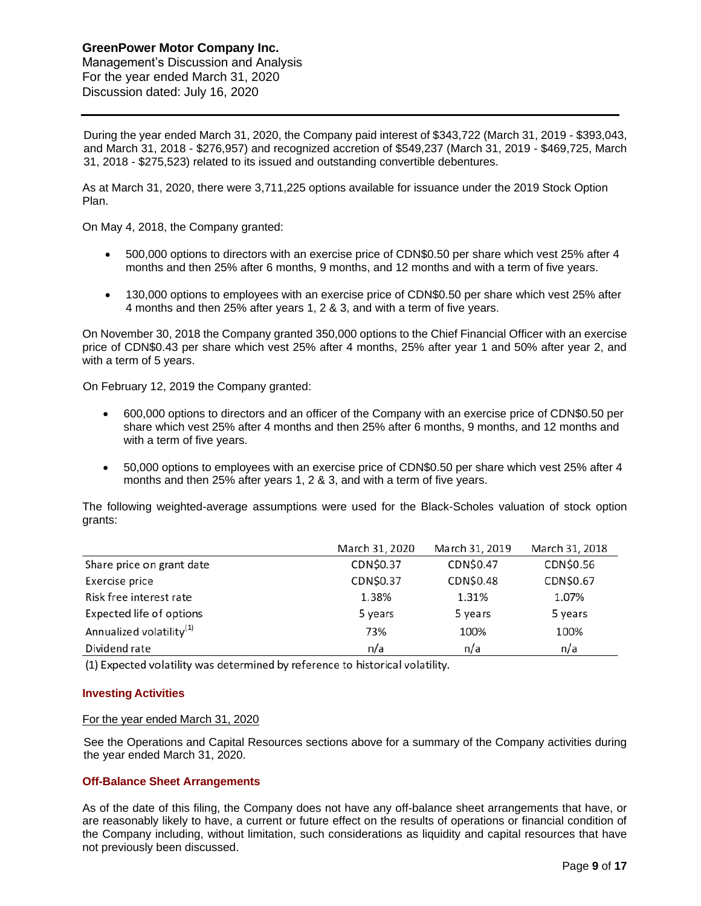During the year ended March 31, 2020, the Company paid interest of $343,722 (March 31, 2019 - $393,043, and March 31, 2018 - $276,957) and recognized accretion of $549,237 (March 31, 2019 - $469,725, March 31, 2018 - $275,523) related to its issued and outstanding convertible debentures.

As at March 31, 2020, there were 3,711,225 options available for issuance under the 2019 Stock Option Plan.

On May 4, 2018, the Company granted:

- 500,000 options to directors with an exercise price of CDN$0.50 per share which vest 25% after 4 months and then 25% after 6 months, 9 months, and 12 months and with a term of five years.
- 130,000 options to employees with an exercise price of CDN$0.50 per share which vest 25% after 4 months and then 25% after years 1, 2 & 3, and with a term of five years.

On November 30, 2018 the Company granted 350,000 options to the Chief Financial Officer with an exercise price of CDN$0.43 per share which vest 25% after 4 months, 25% after year 1 and 50% after year 2, and with a term of 5 years.

On February 12, 2019 the Company granted:

- 600,000 options to directors and an officer of the Company with an exercise price of CDN$0.50 per share which vest 25% after 4 months and then 25% after 6 months, 9 months, and 12 months and with a term of five years.
- 50,000 options to employees with an exercise price of CDN$0.50 per share which vest 25% after 4 months and then 25% after years 1, 2 & 3, and with a term of five years.

The following weighted-average assumptions were used for the Black-Scholes valuation of stock option grants:

| | March 31, 2020 | March 31, 2019 | March 31, 2018 |
|---|---|---|---|
| Share price on grant date | CDN$0.37 | CDN$0.47 | CDN$0.56 |
| Exercise price | CDN$0.37 | CDN$0.48 | CDN$0.67 |
| Risk free interest rate | 1.38% | 1.31% | 1.07% |
| Expected life of options | 5 years | 5 years | 5 years |
| Annualized volatility(1) | 73% | 100% | 100% |
| Dividend rate | n/a | n/a | n/a |

(1) Expected volatility was determined by reference to historical volatility.

### Investing Activities

For the year ended March 31, 2020

See the Operations and Capital Resources sections above for a summary of the Company activities during the year ended March 31, 2020.

### Off-Balance Sheet Arrangements

As of the date of this filing, the Company does not have any off-balance sheet arrangements that have, or are reasonably likely to have, a current or future effect on the results of operations or financial condition of the Company including, without limitation, such considerations as liquidity and capital resources that have not previously been discussed.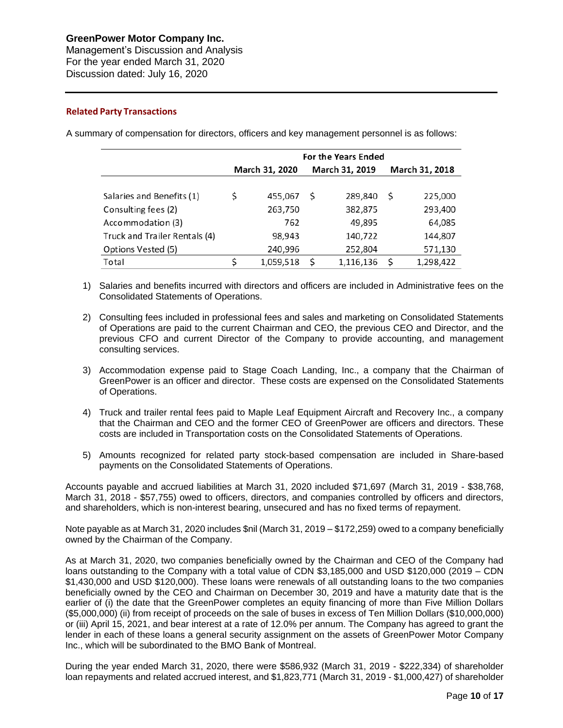## Related Party Transactions

A summary of compensation for directors, officers and key management personnel is as follows:

| | For the Years Ended | | |
|---|---|---|---|
| | March 31, 2020 | March 31, 2019 | March 31, 2018 |
| Salaries and Benefits (1) | $ 455,067 | $ 289,840 | $ 225,000 |
| Consulting fees (2) | 263,750 | 382,875 | 293,400 |
| Accommodation (3) | 762 | 49,895 | 64,085 |
| Truck and Trailer Rentals (4) | 98,943 | 140,722 | 144,807 |
| Options Vested (5) | 240,996 | 252,804 | 571,130 |
| Total | $ 1,059,518 | $ 1,116,136 | $ 1,298,422 |

1) Salaries and benefits incurred with directors and officers are included in Administrative fees on the Consolidated Statements of Operations.

2) Consulting fees included in professional fees and sales and marketing on Consolidated Statements of Operations are paid to the current Chairman and CEO, the previous CEO and Director, and the previous CFO and current Director of the Company to provide accounting, and management consulting services.

3) Accommodation expense paid to Stage Coach Landing, Inc., a company that the Chairman of GreenPower is an officer and director. These costs are expensed on the Consolidated Statements of Operations.

4) Truck and trailer rental fees paid to Maple Leaf Equipment Aircraft and Recovery Inc., a company that the Chairman and CEO and the former CEO of GreenPower are officers and directors. These costs are included in Transportation costs on the Consolidated Statements of Operations.

5) Amounts recognized for related party stock-based compensation are included in Share-based payments on the Consolidated Statements of Operations.

Accounts payable and accrued liabilities at March 31, 2020 included $71,697 (March 31, 2019 - $38,768, March 31, 2018 - $57,755) owed to officers, directors, and companies controlled by officers and directors, and shareholders, which is non-interest bearing, unsecured and has no fixed terms of repayment.

Note payable as at March 31, 2020 includes $nil (March 31, 2019 – $172,259) owed to a company beneficially owned by the Chairman of the Company.

As at March 31, 2020, two companies beneficially owned by the Chairman and CEO of the Company had loans outstanding to the Company with a total value of CDN $3,185,000 and USD $120,000 (2019 – CDN $1,430,000 and USD $120,000). These loans were renewals of all outstanding loans to the two companies beneficially owned by the CEO and Chairman on December 30, 2019 and have a maturity date that is the earlier of (i) the date that the GreenPower completes an equity financing of more than Five Million Dollars ($5,000,000) (ii) from receipt of proceeds on the sale of buses in excess of Ten Million Dollars ($10,000,000) or (iii) April 15, 2021, and bear interest at a rate of 12.0% per annum. The Company has agreed to grant the lender in each of these loans a general security assignment on the assets of GreenPower Motor Company Inc., which will be subordinated to the BMO Bank of Montreal.

During the year ended March 31, 2020, there were $586,932 (March 31, 2019 - $222,334) of shareholder loan repayments and related accrued interest, and $1,823,771 (March 31, 2019 - $1,000,427) of shareholder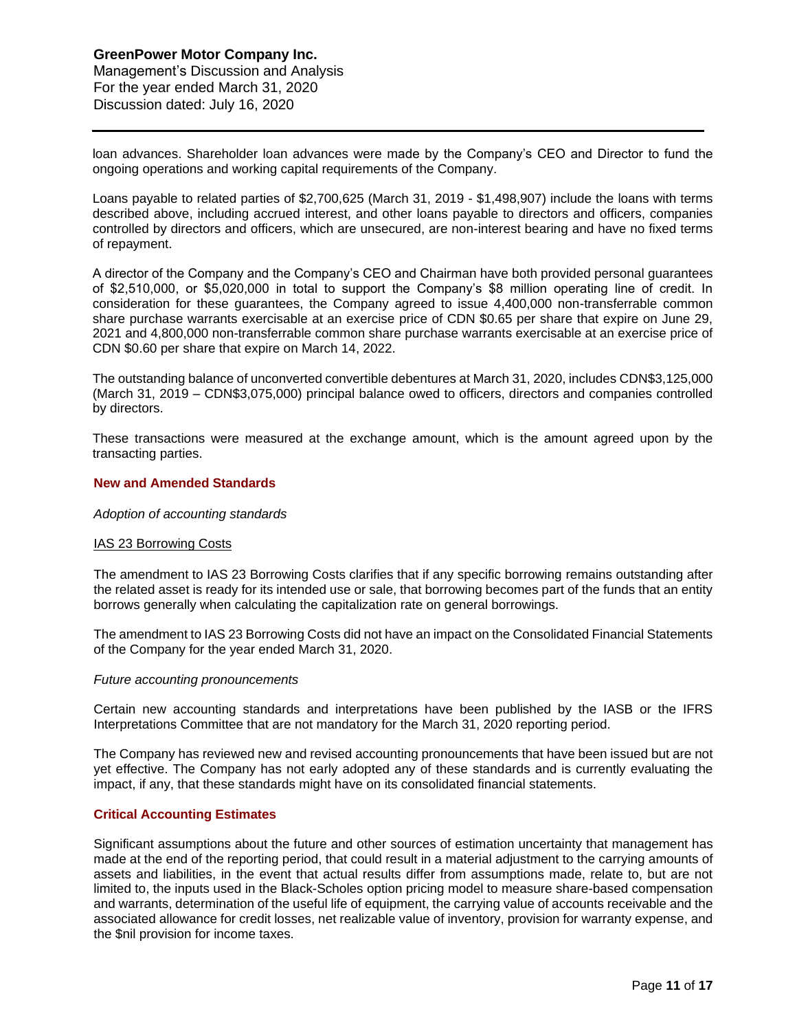loan advances. Shareholder loan advances were made by the Company's CEO and Director to fund the ongoing operations and working capital requirements of the Company.

Loans payable to related parties of $2,700,625 (March 31, 2019 - $1,498,907) include the loans with terms described above, including accrued interest, and other loans payable to directors and officers, companies controlled by directors and officers, which are unsecured, are non-interest bearing and have no fixed terms of repayment.

A director of the Company and the Company's CEO and Chairman have both provided personal guarantees of $2,510,000, or $5,020,000 in total to support the Company's $8 million operating line of credit. In consideration for these guarantees, the Company agreed to issue 4,400,000 non-transferrable common share purchase warrants exercisable at an exercise price of CDN $0.65 per share that expire on June 29, 2021 and 4,800,000 non-transferrable common share purchase warrants exercisable at an exercise price of CDN $0.60 per share that expire on March 14, 2022.

The outstanding balance of unconverted convertible debentures at March 31, 2020, includes CDN$3,125,000 (March 31, 2019 – CDN$3,075,000) principal balance owed to officers, directors and companies controlled by directors.

These transactions were measured at the exchange amount, which is the amount agreed upon by the transacting parties.

## New and Amended Standards

*Adoption of accounting standards*

### IAS 23 Borrowing Costs

The amendment to IAS 23 Borrowing Costs clarifies that if any specific borrowing remains outstanding after the related asset is ready for its intended use or sale, that borrowing becomes part of the funds that an entity borrows generally when calculating the capitalization rate on general borrowings.

The amendment to IAS 23 Borrowing Costs did not have an impact on the Consolidated Financial Statements of the Company for the year ended March 31, 2020.

*Future accounting pronouncements*

Certain new accounting standards and interpretations have been published by the IASB or the IFRS Interpretations Committee that are not mandatory for the March 31, 2020 reporting period.

The Company has reviewed new and revised accounting pronouncements that have been issued but are not yet effective. The Company has not early adopted any of these standards and is currently evaluating the impact, if any, that these standards might have on its consolidated financial statements.

## Critical Accounting Estimates

Significant assumptions about the future and other sources of estimation uncertainty that management has made at the end of the reporting period, that could result in a material adjustment to the carrying amounts of assets and liabilities, in the event that actual results differ from assumptions made, relate to, but are not limited to, the inputs used in the Black-Scholes option pricing model to measure share-based compensation and warrants, determination of the useful life of equipment, the carrying value of accounts receivable and the associated allowance for credit losses, net realizable value of inventory, provision for warranty expense, and the $nil provision for income taxes.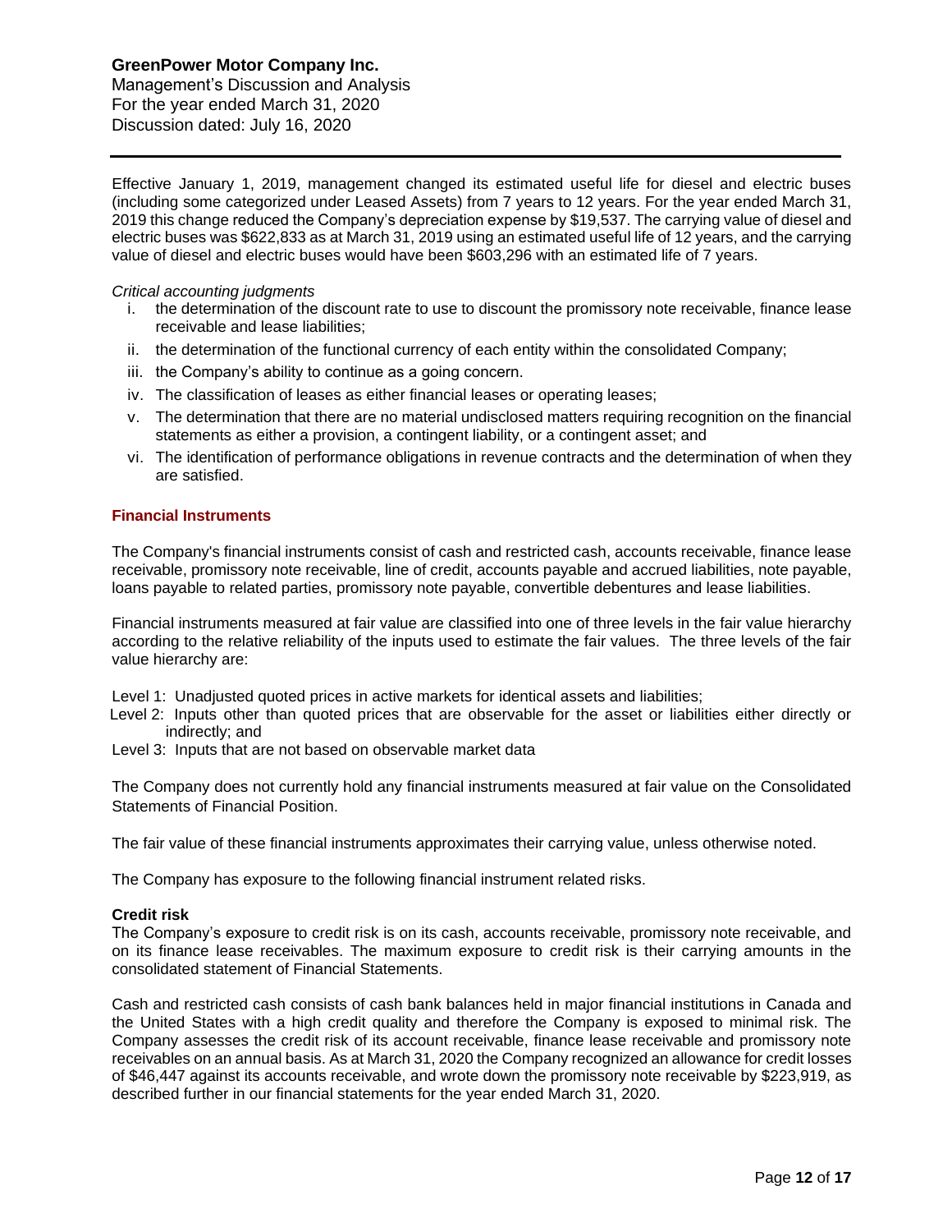Effective January 1, 2019, management changed its estimated useful life for diesel and electric buses (including some categorized under Leased Assets) from 7 years to 12 years. For the year ended March 31, 2019 this change reduced the Company's depreciation expense by $19,537. The carrying value of diesel and electric buses was $622,833 as at March 31, 2019 using an estimated useful life of 12 years, and the carrying value of diesel and electric buses would have been $603,296 with an estimated life of 7 years.

*Critical accounting judgments*

i. the determination of the discount rate to use to discount the promissory note receivable, finance lease receivable and lease liabilities;
ii. the determination of the functional currency of each entity within the consolidated Company;
iii. the Company's ability to continue as a going concern.
iv. The classification of leases as either financial leases or operating leases;
v. The determination that there are no material undisclosed matters requiring recognition on the financial statements as either a provision, a contingent liability, or a contingent asset; and
vi. The identification of performance obligations in revenue contracts and the determination of when they are satisfied.

## Financial Instruments

The Company's financial instruments consist of cash and restricted cash, accounts receivable, finance lease receivable, promissory note receivable, line of credit, accounts payable and accrued liabilities, note payable, loans payable to related parties, promissory note payable, convertible debentures and lease liabilities.

Financial instruments measured at fair value are classified into one of three levels in the fair value hierarchy according to the relative reliability of the inputs used to estimate the fair values. The three levels of the fair value hierarchy are:

Level 1: Unadjusted quoted prices in active markets for identical assets and liabilities;
Level 2: Inputs other than quoted prices that are observable for the asset or liabilities either directly or indirectly; and
Level 3: Inputs that are not based on observable market data

The Company does not currently hold any financial instruments measured at fair value on the Consolidated Statements of Financial Position.

The fair value of these financial instruments approximates their carrying value, unless otherwise noted.

The Company has exposure to the following financial instrument related risks.

### Credit risk

The Company's exposure to credit risk is on its cash, accounts receivable, promissory note receivable, and on its finance lease receivables. The maximum exposure to credit risk is their carrying amounts in the consolidated statement of Financial Statements.

Cash and restricted cash consists of cash bank balances held in major financial institutions in Canada and the United States with a high credit quality and therefore the Company is exposed to minimal risk. The Company assesses the credit risk of its account receivable, finance lease receivable and promissory note receivables on an annual basis. As at March 31, 2020 the Company recognized an allowance for credit losses of $46,447 against its accounts receivable, and wrote down the promissory note receivable by $223,919, as described further in our financial statements for the year ended March 31, 2020.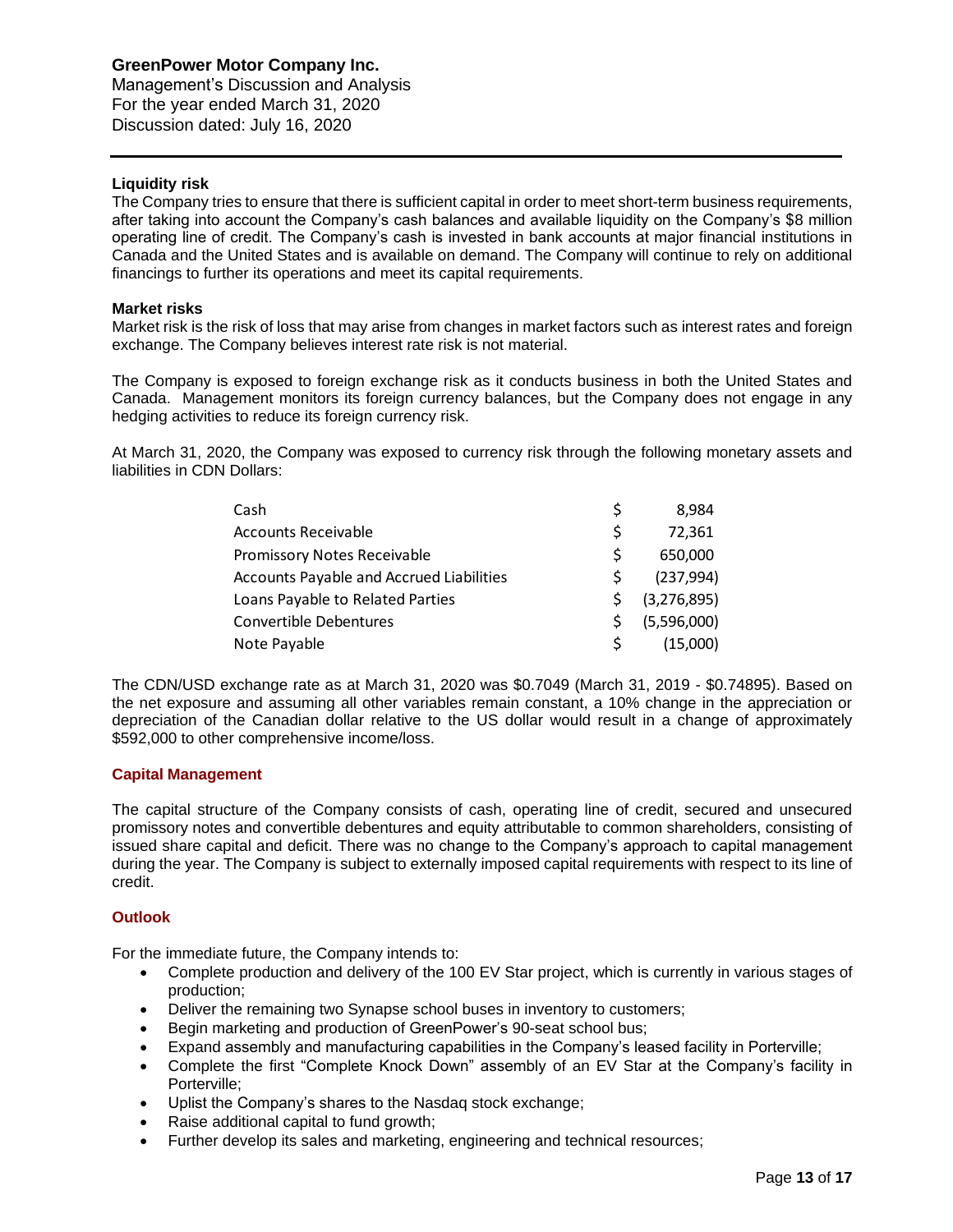### Liquidity risk

The Company tries to ensure that there is sufficient capital in order to meet short-term business requirements, after taking into account the Company's cash balances and available liquidity on the Company's $8 million operating line of credit. The Company's cash is invested in bank accounts at major financial institutions in Canada and the United States and is available on demand. The Company will continue to rely on additional financings to further its operations and meet its capital requirements.

### Market risks

Market risk is the risk of loss that may arise from changes in market factors such as interest rates and foreign exchange. The Company believes interest rate risk is not material.

The Company is exposed to foreign exchange risk as it conducts business in both the United States and Canada. Management monitors its foreign currency balances, but the Company does not engage in any hedging activities to reduce its foreign currency risk.

At March 31, 2020, the Company was exposed to currency risk through the following monetary assets and liabilities in CDN Dollars:

| | | |
|---|---|---|
| Cash | $ | 8,984 |
| Accounts Receivable | $ | 72,361 |
| Promissory Notes Receivable | $ | 650,000 |
| Accounts Payable and Accrued Liabilities | $ | (237,994) |
| Loans Payable to Related Parties | $ | (3,276,895) |
| Convertible Debentures | $ | (5,596,000) |
| Note Payable | $ | (15,000) |

The CDN/USD exchange rate as at March 31, 2020 was $0.7049 (March 31, 2019 - $0.74895). Based on the net exposure and assuming all other variables remain constant, a 10% change in the appreciation or depreciation of the Canadian dollar relative to the US dollar would result in a change of approximately $592,000 to other comprehensive income/loss.

## Capital Management

The capital structure of the Company consists of cash, operating line of credit, secured and unsecured promissory notes and convertible debentures and equity attributable to common shareholders, consisting of issued share capital and deficit. There was no change to the Company's approach to capital management during the year. The Company is subject to externally imposed capital requirements with respect to its line of credit.

## Outlook

For the immediate future, the Company intends to:

- Complete production and delivery of the 100 EV Star project, which is currently in various stages of production;
- Deliver the remaining two Synapse school buses in inventory to customers;
- Begin marketing and production of GreenPower's 90-seat school bus;
- Expand assembly and manufacturing capabilities in the Company's leased facility in Porterville;
- Complete the first "Complete Knock Down" assembly of an EV Star at the Company's facility in Porterville;
- Uplist the Company's shares to the Nasdaq stock exchange;
- Raise additional capital to fund growth;
- Further develop its sales and marketing, engineering and technical resources;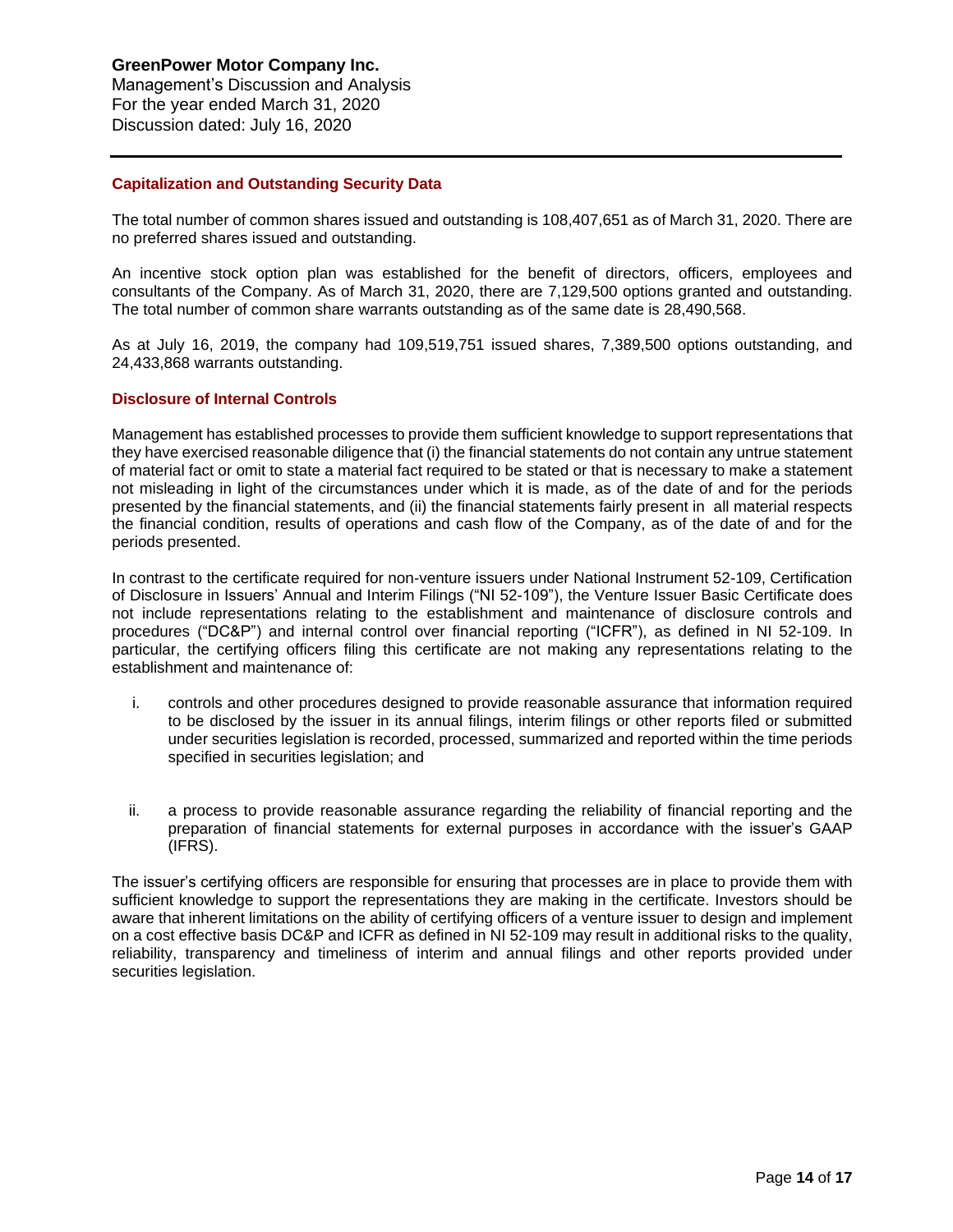## Capitalization and Outstanding Security Data

The total number of common shares issued and outstanding is 108,407,651 as of March 31, 2020. There are no preferred shares issued and outstanding.

An incentive stock option plan was established for the benefit of directors, officers, employees and consultants of the Company. As of March 31, 2020, there are 7,129,500 options granted and outstanding. The total number of common share warrants outstanding as of the same date is 28,490,568.

As at July 16, 2019, the company had 109,519,751 issued shares, 7,389,500 options outstanding, and 24,433,868 warrants outstanding.

## Disclosure of Internal Controls

Management has established processes to provide them sufficient knowledge to support representations that they have exercised reasonable diligence that (i) the financial statements do not contain any untrue statement of material fact or omit to state a material fact required to be stated or that is necessary to make a statement not misleading in light of the circumstances under which it is made, as of the date of and for the periods presented by the financial statements, and (ii) the financial statements fairly present in all material respects the financial condition, results of operations and cash flow of the Company, as of the date of and for the periods presented.

In contrast to the certificate required for non-venture issuers under National Instrument 52-109, Certification of Disclosure in Issuers' Annual and Interim Filings ("NI 52-109"), the Venture Issuer Basic Certificate does not include representations relating to the establishment and maintenance of disclosure controls and procedures ("DC&P") and internal control over financial reporting ("ICFR"), as defined in NI 52-109. In particular, the certifying officers filing this certificate are not making any representations relating to the establishment and maintenance of:

i. controls and other procedures designed to provide reasonable assurance that information required to be disclosed by the issuer in its annual filings, interim filings or other reports filed or submitted under securities legislation is recorded, processed, summarized and reported within the time periods specified in securities legislation; and

ii. a process to provide reasonable assurance regarding the reliability of financial reporting and the preparation of financial statements for external purposes in accordance with the issuer's GAAP (IFRS).

The issuer's certifying officers are responsible for ensuring that processes are in place to provide them with sufficient knowledge to support the representations they are making in the certificate. Investors should be aware that inherent limitations on the ability of certifying officers of a venture issuer to design and implement on a cost effective basis DC&P and ICFR as defined in NI 52-109 may result in additional risks to the quality, reliability, transparency and timeliness of interim and annual filings and other reports provided under securities legislation.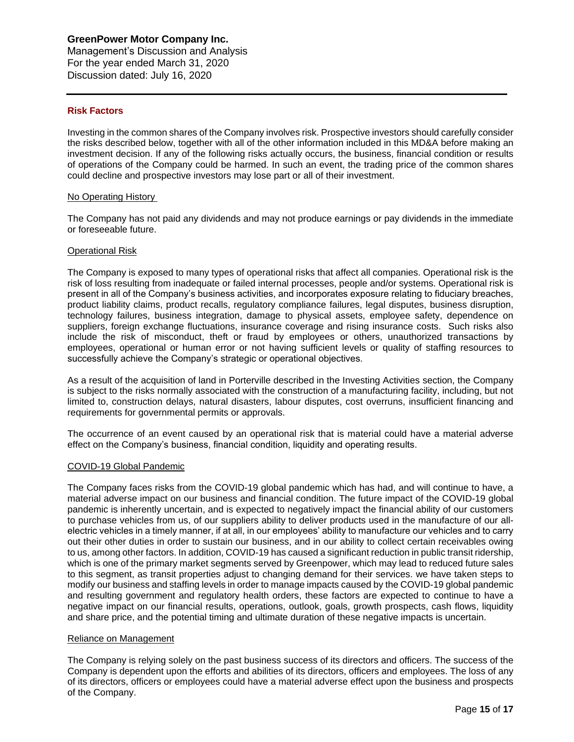## Risk Factors

Investing in the common shares of the Company involves risk. Prospective investors should carefully consider the risks described below, together with all of the other information included in this MD&A before making an investment decision. If any of the following risks actually occurs, the business, financial condition or results of operations of the Company could be harmed. In such an event, the trading price of the common shares could decline and prospective investors may lose part or all of their investment.

### No Operating History

The Company has not paid any dividends and may not produce earnings or pay dividends in the immediate or foreseeable future.

### Operational Risk

The Company is exposed to many types of operational risks that affect all companies. Operational risk is the risk of loss resulting from inadequate or failed internal processes, people and/or systems. Operational risk is present in all of the Company's business activities, and incorporates exposure relating to fiduciary breaches, product liability claims, product recalls, regulatory compliance failures, legal disputes, business disruption, technology failures, business integration, damage to physical assets, employee safety, dependence on suppliers, foreign exchange fluctuations, insurance coverage and rising insurance costs. Such risks also include the risk of misconduct, theft or fraud by employees or others, unauthorized transactions by employees, operational or human error or not having sufficient levels or quality of staffing resources to successfully achieve the Company's strategic or operational objectives.

As a result of the acquisition of land in Porterville described in the Investing Activities section, the Company is subject to the risks normally associated with the construction of a manufacturing facility, including, but not limited to, construction delays, natural disasters, labour disputes, cost overruns, insufficient financing and requirements for governmental permits or approvals.

The occurrence of an event caused by an operational risk that is material could have a material adverse effect on the Company's business, financial condition, liquidity and operating results.

### COVID-19 Global Pandemic

The Company faces risks from the COVID-19 global pandemic which has had, and will continue to have, a material adverse impact on our business and financial condition. The future impact of the COVID-19 global pandemic is inherently uncertain, and is expected to negatively impact the financial ability of our customers to purchase vehicles from us, of our suppliers ability to deliver products used in the manufacture of our all-electric vehicles in a timely manner, if at all, in our employees' ability to manufacture our vehicles and to carry out their other duties in order to sustain our business, and in our ability to collect certain receivables owing to us, among other factors. In addition, COVID-19 has caused a significant reduction in public transit ridership, which is one of the primary market segments served by Greenpower, which may lead to reduced future sales to this segment, as transit properties adjust to changing demand for their services. we have taken steps to modify our business and staffing levels in order to manage impacts caused by the COVID-19 global pandemic and resulting government and regulatory health orders, these factors are expected to continue to have a negative impact on our financial results, operations, outlook, goals, growth prospects, cash flows, liquidity and share price, and the potential timing and ultimate duration of these negative impacts is uncertain.

### Reliance on Management

The Company is relying solely on the past business success of its directors and officers. The success of the Company is dependent upon the efforts and abilities of its directors, officers and employees. The loss of any of its directors, officers or employees could have a material adverse effect upon the business and prospects of the Company.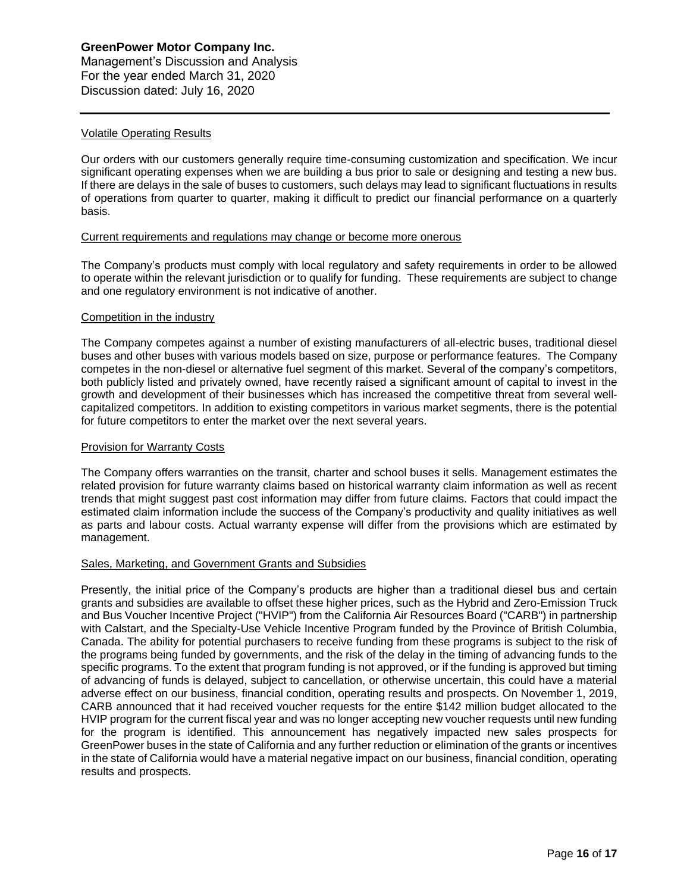### Volatile Operating Results

Our orders with our customers generally require time-consuming customization and specification. We incur significant operating expenses when we are building a bus prior to sale or designing and testing a new bus. If there are delays in the sale of buses to customers, such delays may lead to significant fluctuations in results of operations from quarter to quarter, making it difficult to predict our financial performance on a quarterly basis.

### Current requirements and regulations may change or become more onerous

The Company's products must comply with local regulatory and safety requirements in order to be allowed to operate within the relevant jurisdiction or to qualify for funding. These requirements are subject to change and one regulatory environment is not indicative of another.

### Competition in the industry

The Company competes against a number of existing manufacturers of all-electric buses, traditional diesel buses and other buses with various models based on size, purpose or performance features. The Company competes in the non-diesel or alternative fuel segment of this market. Several of the company's competitors, both publicly listed and privately owned, have recently raised a significant amount of capital to invest in the growth and development of their businesses which has increased the competitive threat from several well-capitalized competitors. In addition to existing competitors in various market segments, there is the potential for future competitors to enter the market over the next several years.

### Provision for Warranty Costs

The Company offers warranties on the transit, charter and school buses it sells. Management estimates the related provision for future warranty claims based on historical warranty claim information as well as recent trends that might suggest past cost information may differ from future claims. Factors that could impact the estimated claim information include the success of the Company's productivity and quality initiatives as well as parts and labour costs. Actual warranty expense will differ from the provisions which are estimated by management.

### Sales, Marketing, and Government Grants and Subsidies

Presently, the initial price of the Company's products are higher than a traditional diesel bus and certain grants and subsidies are available to offset these higher prices, such as the Hybrid and Zero-Emission Truck and Bus Voucher Incentive Project ("HVIP") from the California Air Resources Board ("CARB") in partnership with Calstart, and the Specialty-Use Vehicle Incentive Program funded by the Province of British Columbia, Canada. The ability for potential purchasers to receive funding from these programs is subject to the risk of the programs being funded by governments, and the risk of the delay in the timing of advancing funds to the specific programs. To the extent that program funding is not approved, or if the funding is approved but timing of advancing of funds is delayed, subject to cancellation, or otherwise uncertain, this could have a material adverse effect on our business, financial condition, operating results and prospects. On November 1, 2019, CARB announced that it had received voucher requests for the entire $142 million budget allocated to the HVIP program for the current fiscal year and was no longer accepting new voucher requests until new funding for the program is identified. This announcement has negatively impacted new sales prospects for GreenPower buses in the state of California and any further reduction or elimination of the grants or incentives in the state of California would have a material negative impact on our business, financial condition, operating results and prospects.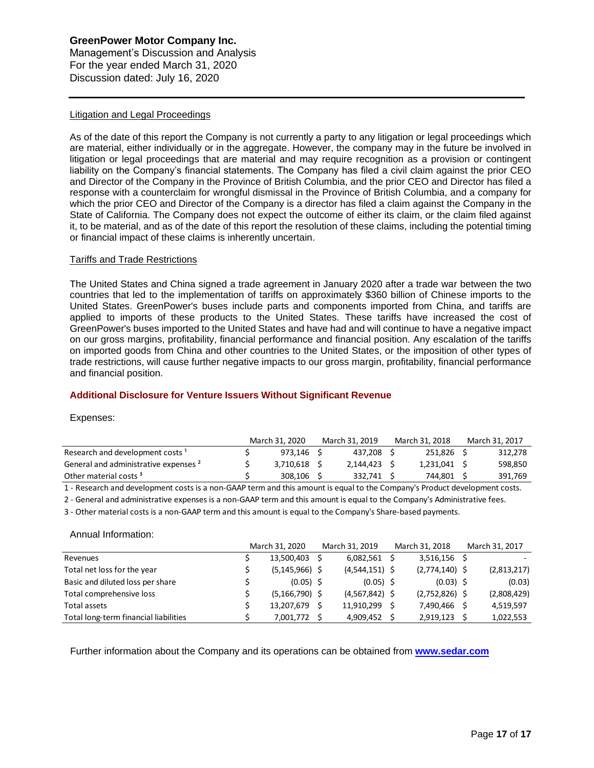### Litigation and Legal Proceedings

As of the date of this report the Company is not currently a party to any litigation or legal proceedings which are material, either individually or in the aggregate. However, the company may in the future be involved in litigation or legal proceedings that are material and may require recognition as a provision or contingent liability on the Company's financial statements. The Company has filed a civil claim against the prior CEO and Director of the Company in the Province of British Columbia, and the prior CEO and Director has filed a response with a counterclaim for wrongful dismissal in the Province of British Columbia, and a company for which the prior CEO and Director of the Company is a director has filed a claim against the Company in the State of California. The Company does not expect the outcome of either its claim, or the claim filed against it, to be material, and as of the date of this report the resolution of these claims, including the potential timing or financial impact of these claims is inherently uncertain.

### Tariffs and Trade Restrictions

The United States and China signed a trade agreement in January 2020 after a trade war between the two countries that led to the implementation of tariffs on approximately \$360 billion of Chinese imports to the United States. GreenPower's buses include parts and components imported from China, and tariffs are applied to imports of these products to the United States. These tariffs have increased the cost of GreenPower's buses imported to the United States and have had and will continue to have a negative impact on our gross margins, profitability, financial performance and financial position. Any escalation of the tariffs on imported goods from China and other countries to the United States, or the imposition of other types of trade restrictions, will cause further negative impacts to our gross margin, profitability, financial performance and financial position.

## Additional Disclosure for Venture Issuers Without Significant Revenue

Expenses:

| | March 31, 2020 | March 31, 2019 | March 31, 2018 | March 31, 2017 |
|---|---|---|---|---|
| Research and development costs [1] | $ 973,146 | $ 437,208 | $ 251,826 | $ 312,278 |
| General and administrative expenses [2] | $ 3,710,618 | $ 2,144,423 | $ 1,231,041 | $ 598,850 |
| Other material costs [3] | $ 308,106 | $ 332,741 | $ 744,801 | $ 391,769 |

1 - Research and development costs is a non-GAAP term and this amount is equal to the Company's Product development costs.

2 - General and administrative expenses is a non-GAAP term and this amount is equal to the Company's Administrative fees.

3 - Other material costs is a non-GAAP term and this amount is equal to the Company's Share-based payments.

Annual Information:

| | March 31, 2020 | March 31, 2019 | March 31, 2018 | March 31, 2017 |
|---|---|---|---|---|
| Revenues | $ 13,500,403 | $ 6,082,561 | $ 3,516,156 | $ - |
| Total net loss for the year | $ (5,145,966) | $ (4,544,151) | $ (2,774,140) | $ (2,813,217) |
| Basic and diluted loss per share | $ (0.05) | $ (0.05) | $ (0.03) | $ (0.03) |
| Total comprehensive loss | $ (5,166,790) | $ (4,567,842) | $ (2,752,826) | $ (2,808,429) |
| Total assets | $ 13,207,679 | $ 11,910,299 | $ 7,490,466 | $ 4,519,597 |
| Total long-term financial liabilities | $ 7,001,772 | $ 4,909,452 | $ 2,919,123 | $ 1,022,553 |

Further information about the Company and its operations can be obtained from **www.sedar.com**